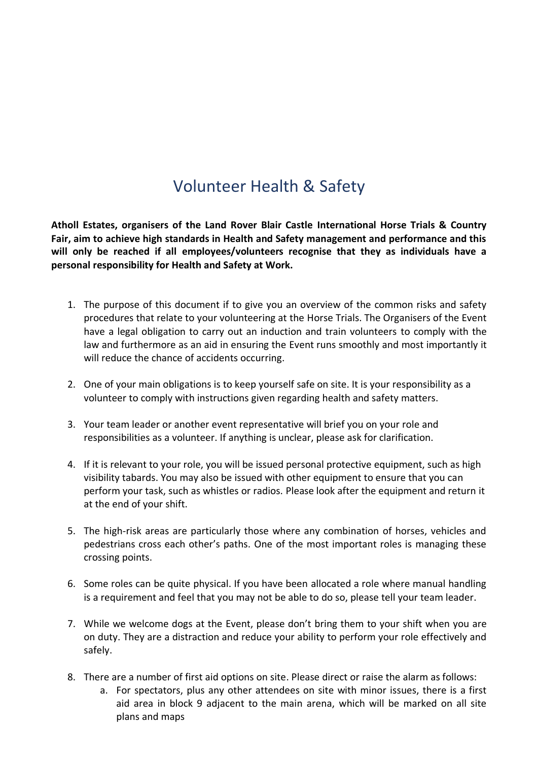# Volunteer Health & Safety

**Atholl Estates, organisers of the Land Rover Blair Castle International Horse Trials & Country Fair, aim to achieve high standards in Health and Safety management and performance and this will only be reached if all employees/volunteers recognise that they as individuals have a personal responsibility for Health and Safety at Work.**

1. The purpose of this document if to give you an overview of the common risks and safety procedures that relate to your volunteering at the Horse Trials. The Organisers of the Event have a legal obligation to carry out an induction and train volunteers to comply with the law and furthermore as an aid in ensuring the Event runs smoothly and most importantly it will reduce the chance of accidents occurring.

2. One of your main obligations is to keep yourself safe on site. It is your responsibility as a volunteer to comply with instructions given regarding health and safety matters.

3. Your team leader or another event representative will brief you on your role and responsibilities as a volunteer. If anything is unclear, please ask for clarification.

4. If it is relevant to your role, you will be issued personal protective equipment, such as high visibility tabards. You may also be issued with other equipment to ensure that you can perform your task, such as whistles or radios. Please look after the equipment and return it at the end of your shift.

5. The high-risk areas are particularly those where any combination of horses, vehicles and pedestrians cross each other's paths. One of the most important roles is managing these crossing points.

6. Some roles can be quite physical. If you have been allocated a role where manual handling is a requirement and feel that you may not be able to do so, please tell your team leader.

7. While we welcome dogs at the Event, please don't bring them to your shift when you are on duty. They are a distraction and reduce your ability to perform your role effectively and safely.

8. There are a number of first aid options on site. Please direct or raise the alarm as follows:
    a. For spectators, plus any other attendees on site with minor issues, there is a first aid area in block 9 adjacent to the main arena, which will be marked on all site plans and maps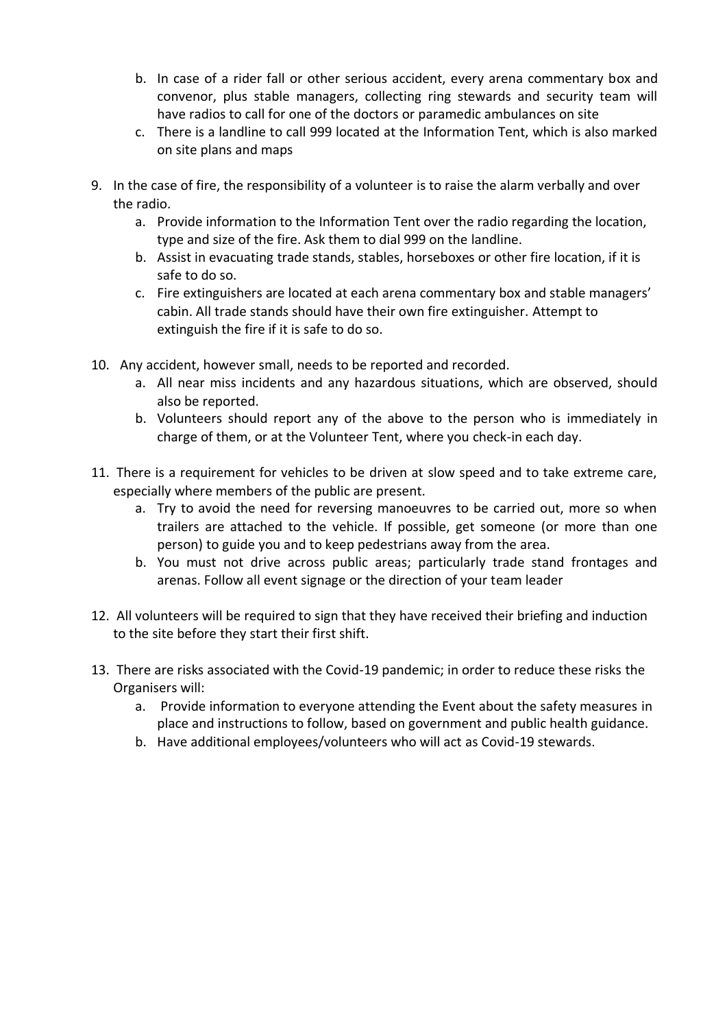b. In case of a rider fall or other serious accident, every arena commentary box and convenor, plus stable managers, collecting ring stewards and security team will have radios to call for one of the doctors or paramedic ambulances on site
   c. There is a landline to call 999 located at the Information Tent, which is also marked on site plans and maps

9. In the case of fire, the responsibility of a volunteer is to raise the alarm verbally and over the radio.
   a. Provide information to the Information Tent over the radio regarding the location, type and size of the fire. Ask them to dial 999 on the landline.
   b. Assist in evacuating trade stands, stables, horseboxes or other fire location, if it is safe to do so.
   c. Fire extinguishers are located at each arena commentary box and stable managers' cabin. All trade stands should have their own fire extinguisher. Attempt to extinguish the fire if it is safe to do so.

10. Any accident, however small, needs to be reported and recorded.
    a. All near miss incidents and any hazardous situations, which are observed, should also be reported.
    b. Volunteers should report any of the above to the person who is immediately in charge of them, or at the Volunteer Tent, where you check-in each day.

11. There is a requirement for vehicles to be driven at slow speed and to take extreme care, especially where members of the public are present.
    a. Try to avoid the need for reversing manoeuvres to be carried out, more so when trailers are attached to the vehicle. If possible, get someone (or more than one person) to guide you and to keep pedestrians away from the area.
    b. You must not drive across public areas; particularly trade stand frontages and arenas. Follow all event signage or the direction of your team leader

12. All volunteers will be required to sign that they have received their briefing and induction to the site before they start their first shift.

13. There are risks associated with the Covid-19 pandemic; in order to reduce these risks the Organisers will:
    a. Provide information to everyone attending the Event about the safety measures in place and instructions to follow, based on government and public health guidance.
    b. Have additional employees/volunteers who will act as Covid-19 stewards.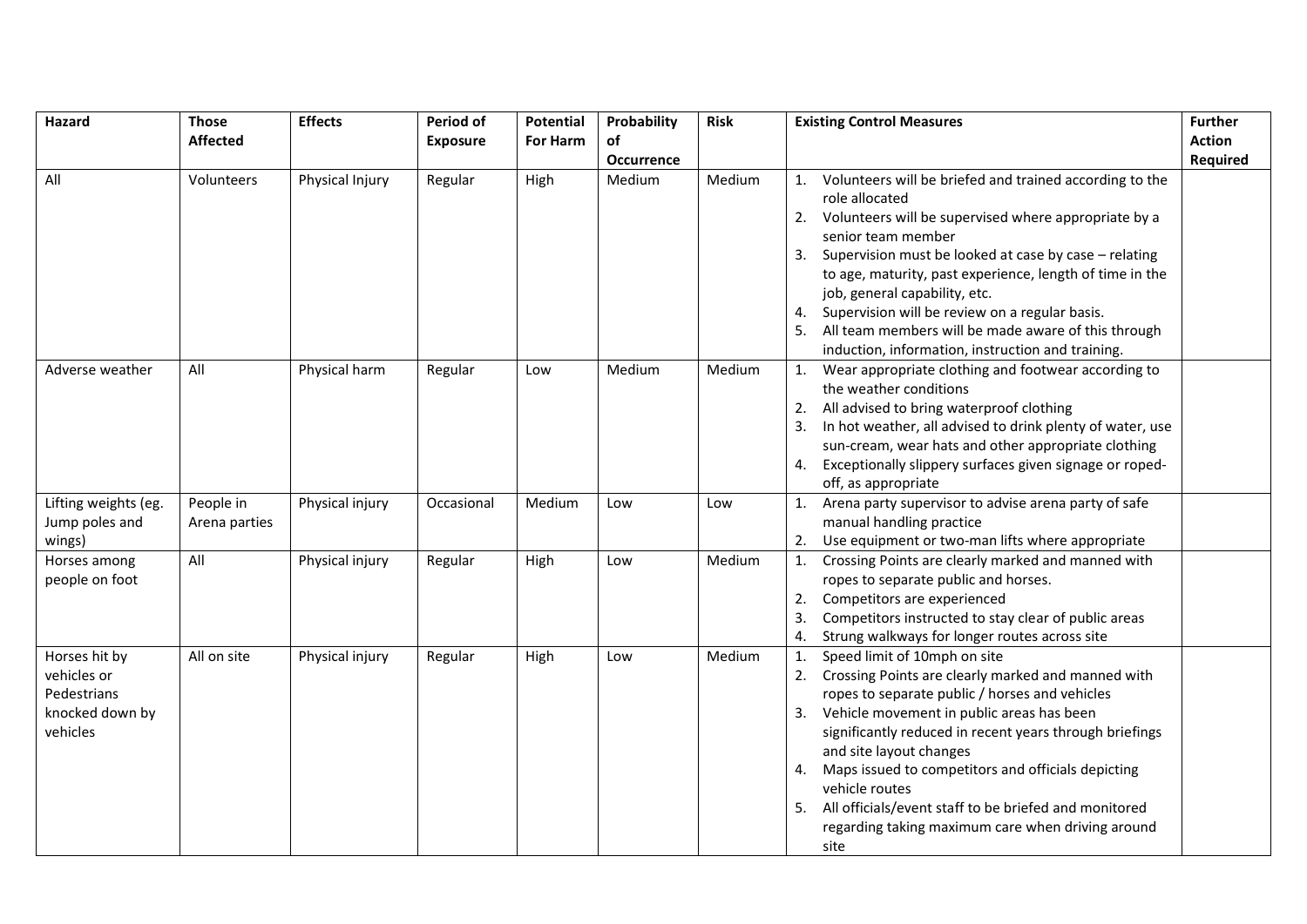| Hazard | Those Affected | Effects | Period of Exposure | Potential For Harm | Probability of Occurrence | Risk | Existing Control Measures | Further Action Required |
|---|---|---|---|---|---|---|---|---|
| All | Volunteers | Physical Injury | Regular | High | Medium | Medium | 1. Volunteers will be briefed and trained according to the role allocated<br>2. Volunteers will be supervised where appropriate by a senior team member<br>3. Supervision must be looked at case by case – relating to age, maturity, past experience, length of time in the job, general capability, etc.<br>4. Supervision will be review on a regular basis.<br>5. All team members will be made aware of this through induction, information, instruction and training. | |
| Adverse weather | All | Physical harm | Regular | Low | Medium | Medium | 1. Wear appropriate clothing and footwear according to the weather conditions<br>2. All advised to bring waterproof clothing<br>3. In hot weather, all advised to drink plenty of water, use sun-cream, wear hats and other appropriate clothing<br>4. Exceptionally slippery surfaces given signage or roped-off, as appropriate | |
| Lifting weights (eg. Jump poles and wings) | People in Arena parties | Physical injury | Occasional | Medium | Low | Low | 1. Arena party supervisor to advise arena party of safe manual handling practice<br>2. Use equipment or two-man lifts where appropriate | |
| Horses among people on foot | All | Physical injury | Regular | High | Low | Medium | 1. Crossing Points are clearly marked and manned with ropes to separate public and horses.<br>2. Competitors are experienced<br>3. Competitors instructed to stay clear of public areas<br>4. Strung walkways for longer routes across site | |
| Horses hit by vehicles or Pedestrians knocked down by vehicles | All on site | Physical injury | Regular | High | Low | Medium | 1. Speed limit of 10mph on site<br>2. Crossing Points are clearly marked and manned with ropes to separate public / horses and vehicles<br>3. Vehicle movement in public areas has been significantly reduced in recent years through briefings and site layout changes<br>4. Maps issued to competitors and officials depicting vehicle routes<br>5. All officials/event staff to be briefed and monitored regarding taking maximum care when driving around site | |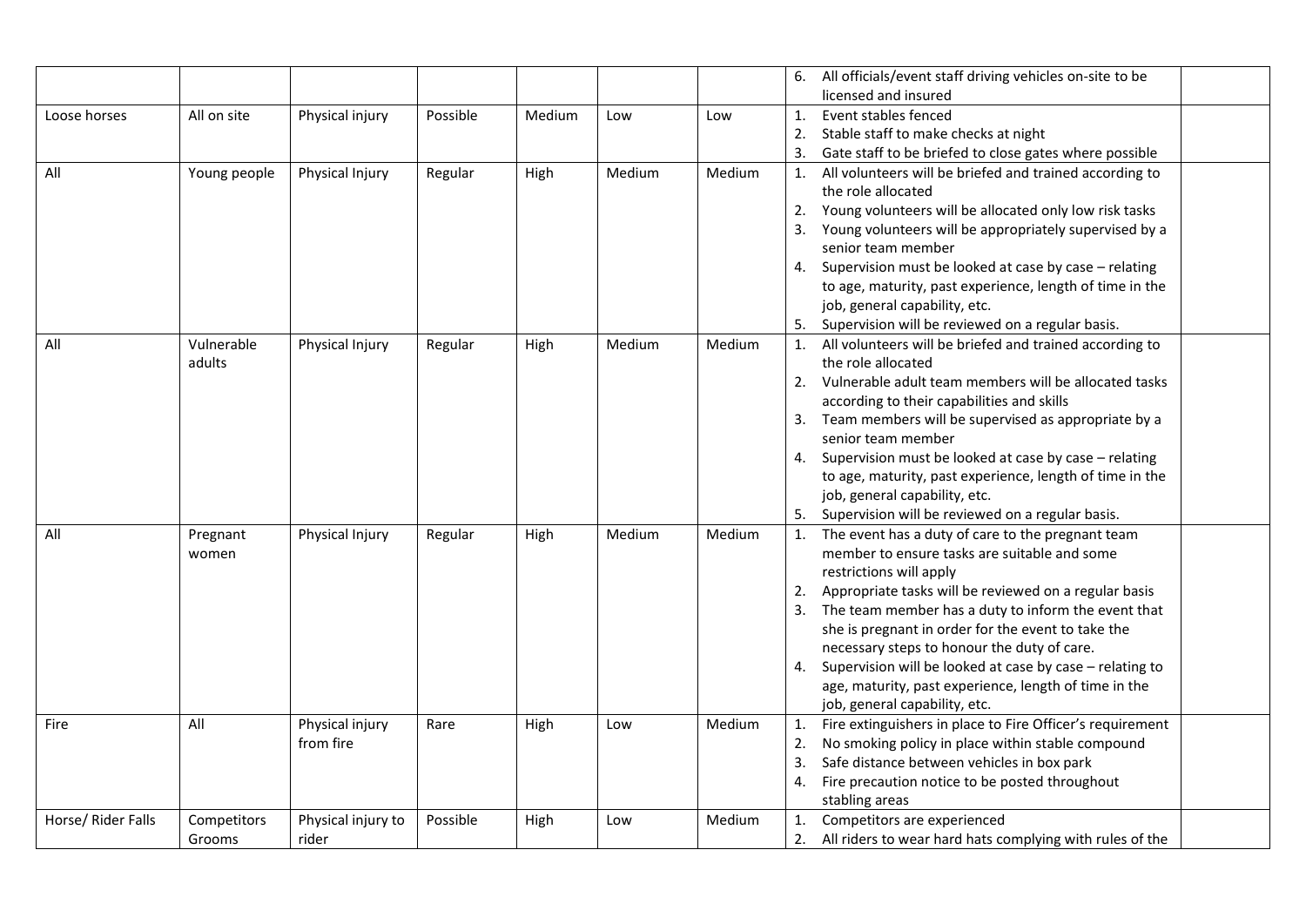| | | | | | | | | |
|---|---|---|---|---|---|---|---|---|
| | | | | | | | 6. All officials/event staff driving vehicles on-site to be licensed and insured | |
| Loose horses | All on site | Physical injury | Possible | Medium | Low | Low | 1. Event stables fenced<br>2. Stable staff to make checks at night<br>3. Gate staff to be briefed to close gates where possible | |
| All | Young people | Physical Injury | Regular | High | Medium | Medium | 1. All volunteers will be briefed and trained according to the role allocated<br>2. Young volunteers will be allocated only low risk tasks<br>3. Young volunteers will be appropriately supervised by a senior team member<br>4. Supervision must be looked at case by case – relating to age, maturity, past experience, length of time in the job, general capability, etc.<br>5. Supervision will be reviewed on a regular basis. | |
| All | Vulnerable adults | Physical Injury | Regular | High | Medium | Medium | 1. All volunteers will be briefed and trained according to the role allocated<br>2. Vulnerable adult team members will be allocated tasks according to their capabilities and skills<br>3. Team members will be supervised as appropriate by a senior team member<br>4. Supervision must be looked at case by case – relating to age, maturity, past experience, length of time in the job, general capability, etc.<br>5. Supervision will be reviewed on a regular basis. | |
| All | Pregnant women | Physical Injury | Regular | High | Medium | Medium | 1. The event has a duty of care to the pregnant team member to ensure tasks are suitable and some restrictions will apply<br>2. Appropriate tasks will be reviewed on a regular basis<br>3. The team member has a duty to inform the event that she is pregnant in order for the event to take the necessary steps to honour the duty of care.<br>4. Supervision will be looked at case by case – relating to age, maturity, past experience, length of time in the job, general capability, etc. | |
| Fire | All | Physical injury from fire | Rare | High | Low | Medium | 1. Fire extinguishers in place to Fire Officer's requirement<br>2. No smoking policy in place within stable compound<br>3. Safe distance between vehicles in box park<br>4. Fire precaution notice to be posted throughout stabling areas | |
| Horse/ Rider Falls | Competitors Grooms | Physical injury to rider | Possible | High | Low | Medium | 1. Competitors are experienced<br>2. All riders to wear hard hats complying with rules of the | |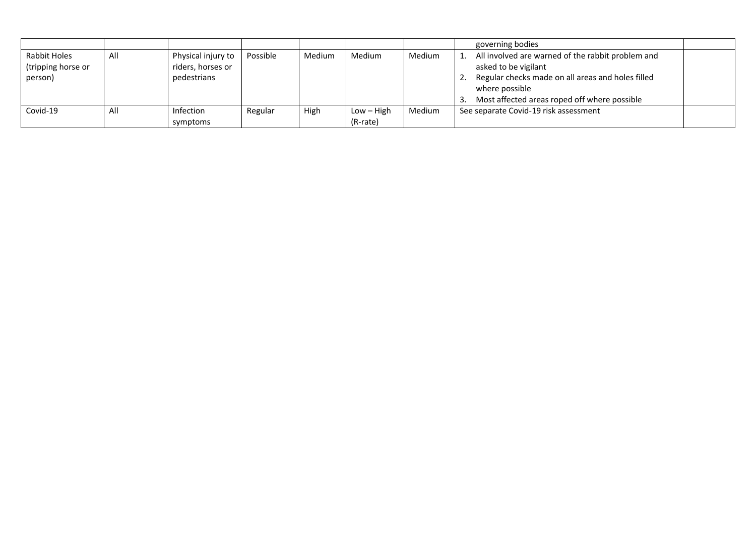| | | | | | | | | |
|---|---|---|---|---|---|---|---|---|
| | | | | | | | governing bodies | |
| Rabbit Holes (tripping horse or person) | All | Physical injury to riders, horses or pedestrians | Possible | Medium | Medium | Medium | 1. All involved are warned of the rabbit problem and asked to be vigilant<br>2. Regular checks made on all areas and holes filled where possible<br>3. Most affected areas roped off where possible | |
| Covid-19 | All | Infection symptoms | Regular | High | Low – High (R-rate) | Medium | See separate Covid-19 risk assessment | |